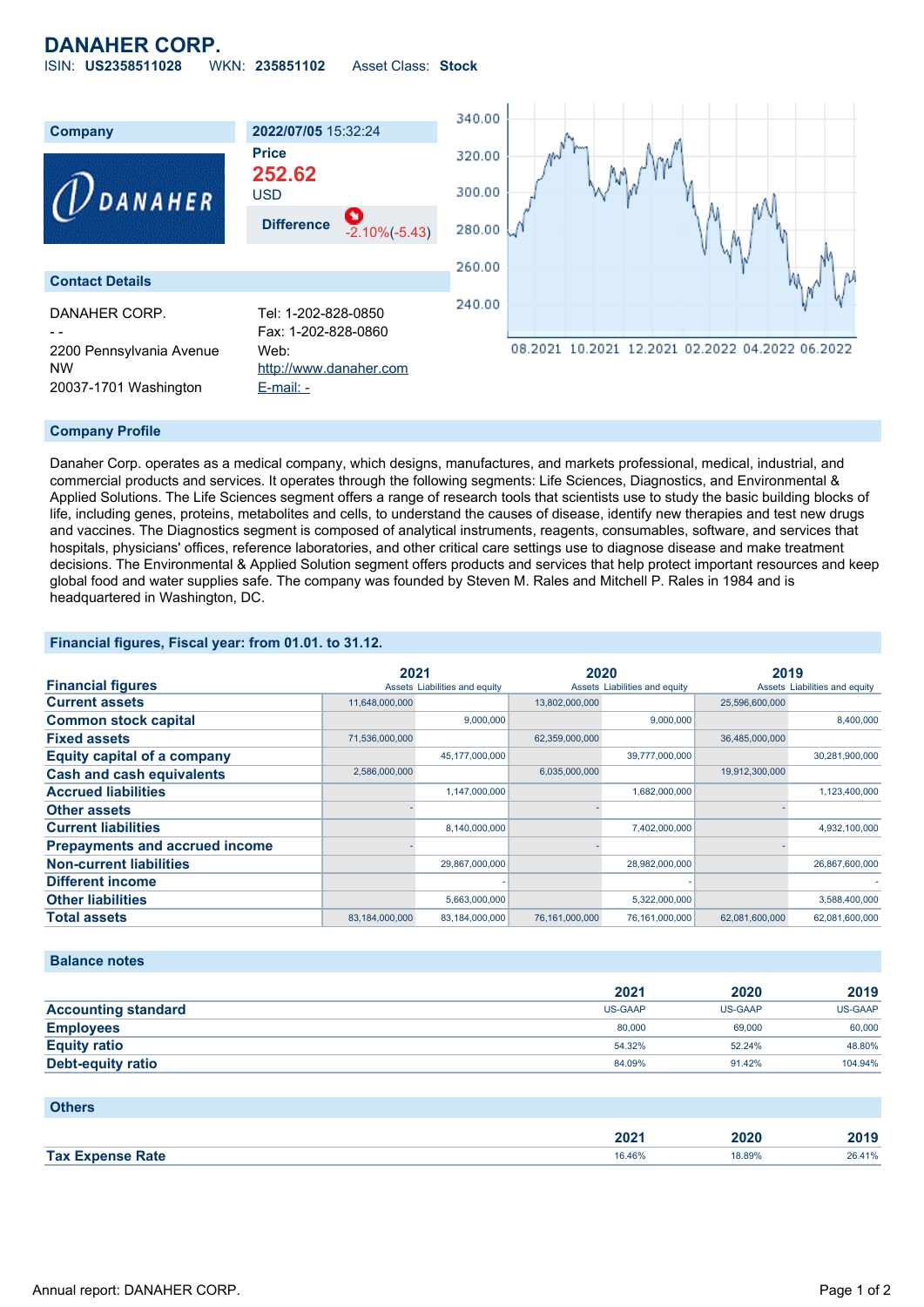# DANAHER CORP.

ISIN: **US2358511028** WKN: **235851102** Asset Class: **Stock**

| Company | 2022/07/05 15:32:24 |
|---|---|
| | **Price** |
| | **252.62** |
| | USD |
| | **Difference** -2.10%(-5.43) |

## Contact Details

DANAHER CORP.
- -
2200 Pennsylvania Avenue NW
20037-1701 Washington

Tel: 1-202-828-0850
Fax: 1-202-828-0860
Web:
http://www.danaher.com
E-mail: -

## Company Profile

Danaher Corp. operates as a medical company, which designs, manufactures, and markets professional, medical, industrial, and commercial products and services. It operates through the following segments: Life Sciences, Diagnostics, and Environmental & Applied Solutions. The Life Sciences segment offers a range of research tools that scientists use to study the basic building blocks of life, including genes, proteins, metabolites and cells, to understand the causes of disease, identify new therapies and test new drugs and vaccines. The Diagnostics segment is composed of analytical instruments, reagents, consumables, software, and services that hospitals, physicians' offices, reference laboratories, and other critical care settings use to diagnose disease and make treatment decisions. The Environmental & Applied Solution segment offers products and services that help protect important resources and keep global food and water supplies safe. The company was founded by Steven M. Rales and Mitchell P. Rales in 1984 and is headquartered in Washington, DC.

## Financial figures, Fiscal year: from 01.01. to 31.12.

| Financial figures | 2021 Assets | 2021 Liabilities and equity | 2020 Assets | 2020 Liabilities and equity | 2019 Assets | 2019 Liabilities and equity |
|---|---|---|---|---|---|---|
| Current assets | 11,648,000,000 | | 13,802,000,000 | | 25,596,600,000 | |
| Common stock capital | | 9,000,000 | | 9,000,000 | | 8,400,000 |
| Fixed assets | 71,536,000,000 | | 62,359,000,000 | | 36,485,000,000 | |
| Equity capital of a company | | 45,177,000,000 | | 39,777,000,000 | | 30,281,900,000 |
| Cash and cash equivalents | 2,586,000,000 | | 6,035,000,000 | | 19,912,300,000 | |
| Accrued liabilities | | 1,147,000,000 | | 1,682,000,000 | | 1,123,400,000 |
| Other assets | - | | - | | - | |
| Current liabilities | | 8,140,000,000 | | 7,402,000,000 | | 4,932,100,000 |
| Prepayments and accrued income | - | | - | | - | |
| Non-current liabilities | | 29,867,000,000 | | 28,982,000,000 | | 26,867,600,000 |
| Different income | | - | | - | | - |
| Other liabilities | | 5,663,000,000 | | 5,322,000,000 | | 3,588,400,000 |
| Total assets | 83,184,000,000 | 83,184,000,000 | 76,161,000,000 | 76,161,000,000 | 62,081,600,000 | 62,081,600,000 |

## Balance notes

| | 2021 | 2020 | 2019 |
|---|---|---|---|
| Accounting standard | US-GAAP | US-GAAP | US-GAAP |
| Employees | 80,000 | 69,000 | 60,000 |
| Equity ratio | 54.32% | 52.24% | 48.80% |
| Debt-equity ratio | 84.09% | 91.42% | 104.94% |

## Others

| | 2021 | 2020 | 2019 |
|---|---|---|---|
| Tax Expense Rate | 16.46% | 18.89% | 26.41% |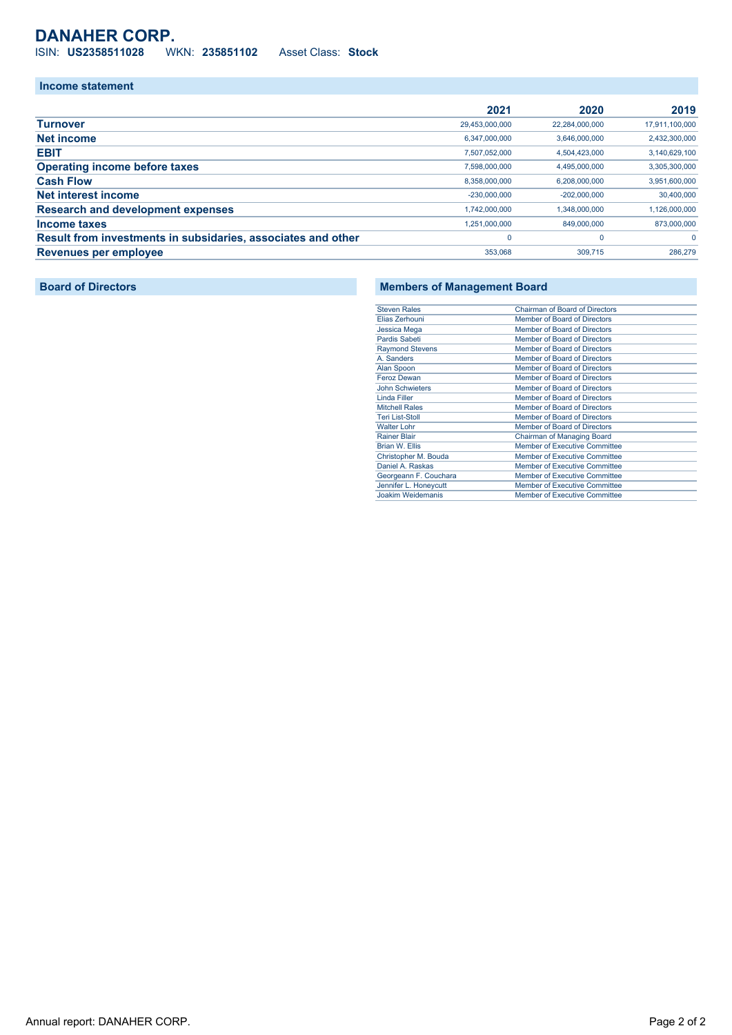# DANAHER CORP.

ISIN: **US2358511028** WKN: **235851102** Asset Class: **Stock**

## Income statement

| | 2021 | 2020 | 2019 |
|---|---|---|---|
| **Turnover** | 29,453,000,000 | 22,284,000,000 | 17,911,100,000 |
| **Net income** | 6,347,000,000 | 3,646,000,000 | 2,432,300,000 |
| **EBIT** | 7,507,052,000 | 4,504,423,000 | 3,140,629,100 |
| **Operating income before taxes** | 7,598,000,000 | 4,495,000,000 | 3,305,300,000 |
| **Cash Flow** | 8,358,000,000 | 6,208,000,000 | 3,951,600,000 |
| **Net interest income** | -230,000,000 | -202,000,000 | 30,400,000 |
| **Research and development expenses** | 1,742,000,000 | 1,348,000,000 | 1,126,000,000 |
| **Income taxes** | 1,251,000,000 | 849,000,000 | 873,000,000 |
| **Result from investments in subsidaries, associates and other** | 0 | 0 | 0 |
| **Revenues per employee** | 353,068 | 309,715 | 286,279 |

## Board of Directors

## Members of Management Board

| | |
|---|---|
| Steven Rales | Chairman of Board of Directors |
| Elias Zerhouni | Member of Board of Directors |
| Jessica Mega | Member of Board of Directors |
| Pardis Sabeti | Member of Board of Directors |
| Raymond Stevens | Member of Board of Directors |
| A. Sanders | Member of Board of Directors |
| Alan Spoon | Member of Board of Directors |
| Feroz Dewan | Member of Board of Directors |
| John Schwieters | Member of Board of Directors |
| Linda Filler | Member of Board of Directors |
| Mitchell Rales | Member of Board of Directors |
| Teri List-Stoll | Member of Board of Directors |
| Walter Lohr | Member of Board of Directors |
| Rainer Blair | Chairman of Managing Board |
| Brian W. Ellis | Member of Executive Committee |
| Christopher M. Bouda | Member of Executive Committee |
| Daniel A. Raskas | Member of Executive Committee |
| Georgeann F. Couchara | Member of Executive Committee |
| Jennifer L. Honeycutt | Member of Executive Committee |
| Joakim Weidemanis | Member of Executive Committee |